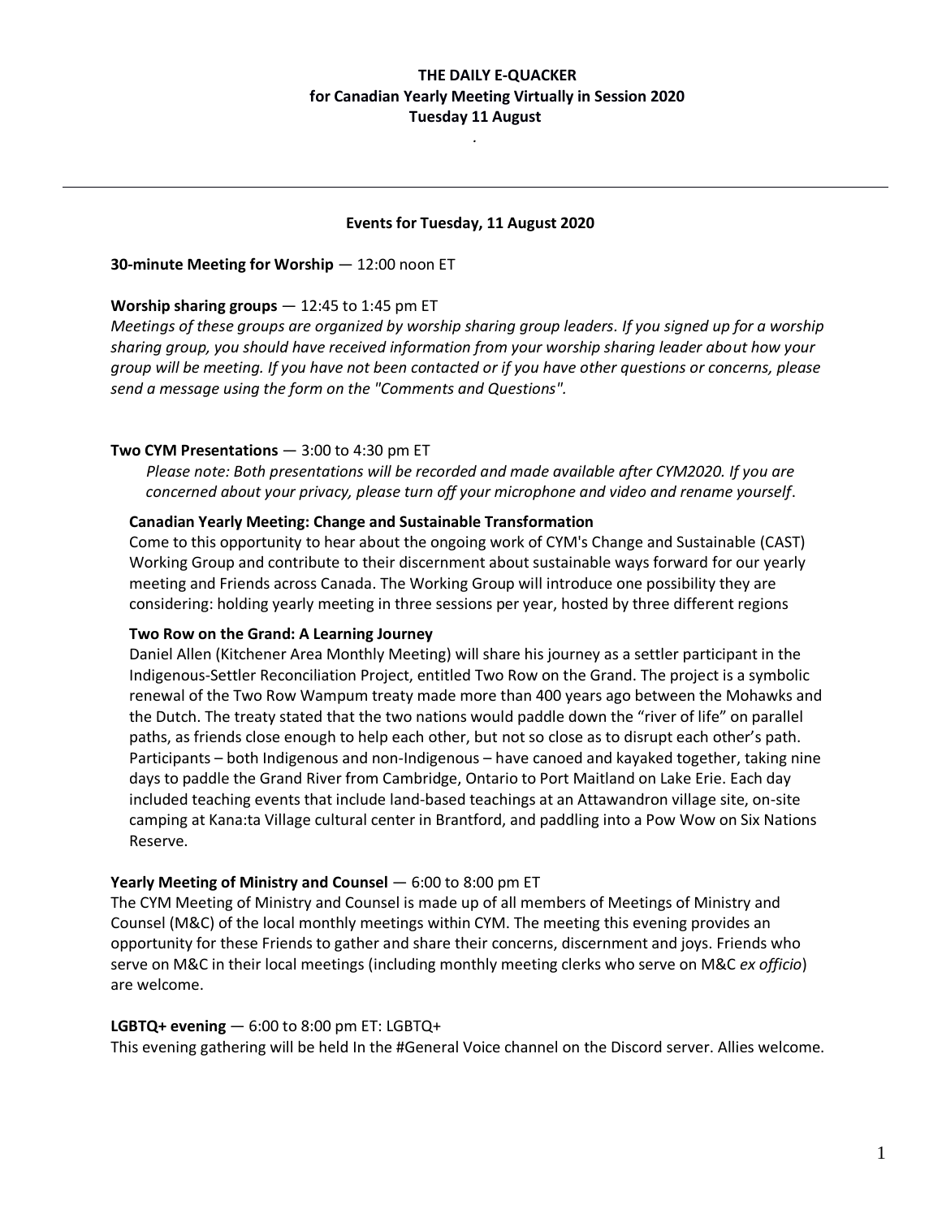# THE DAILY E-QUACKER
## for Canadian Yearly Meeting Virtually in Session 2020
### Tuesday 11 August

.

---

### Events for Tuesday, 11 August 2020

**30-minute Meeting for Worship** — 12:00 noon ET

**Worship sharing groups** — 12:45 to 1:45 pm ET

*Meetings of these groups are organized by worship sharing group leaders. If you signed up for a worship sharing group, you should have received information from your worship sharing leader about how your group will be meeting. If you have not been contacted or if you have other questions or concerns, please send a message using the form on the "Comments and Questions".*

**Two CYM Presentations** — 3:00 to 4:30 pm ET

*Please note: Both presentations will be recorded and made available after CYM2020. If you are concerned about your privacy, please turn off your microphone and video and rename yourself*.

**Canadian Yearly Meeting: Change and Sustainable Transformation**

Come to this opportunity to hear about the ongoing work of CYM's Change and Sustainable (CAST) Working Group and contribute to their discernment about sustainable ways forward for our yearly meeting and Friends across Canada. The Working Group will introduce one possibility they are considering: holding yearly meeting in three sessions per year, hosted by three different regions

**Two Row on the Grand: A Learning Journey**

Daniel Allen (Kitchener Area Monthly Meeting) will share his journey as a settler participant in the Indigenous-Settler Reconciliation Project, entitled Two Row on the Grand. The project is a symbolic renewal of the Two Row Wampum treaty made more than 400 years ago between the Mohawks and the Dutch. The treaty stated that the two nations would paddle down the "river of life" on parallel paths, as friends close enough to help each other, but not so close as to disrupt each other's path. Participants – both Indigenous and non-Indigenous – have canoed and kayaked together, taking nine days to paddle the Grand River from Cambridge, Ontario to Port Maitland on Lake Erie. Each day included teaching events that include land-based teachings at an Attawandron village site, on-site camping at Kana:ta Village cultural center in Brantford, and paddling into a Pow Wow on Six Nations Reserve.

**Yearly Meeting of Ministry and Counsel** — 6:00 to 8:00 pm ET

The CYM Meeting of Ministry and Counsel is made up of all members of Meetings of Ministry and Counsel (M&C) of the local monthly meetings within CYM. The meeting this evening provides an opportunity for these Friends to gather and share their concerns, discernment and joys. Friends who serve on M&C in their local meetings (including monthly meeting clerks who serve on M&C *ex officio*) are welcome.

**LGBTQ+ evening** — 6:00 to 8:00 pm ET: LGBTQ+

This evening gathering will be held In the #General Voice channel on the Discord server. Allies welcome.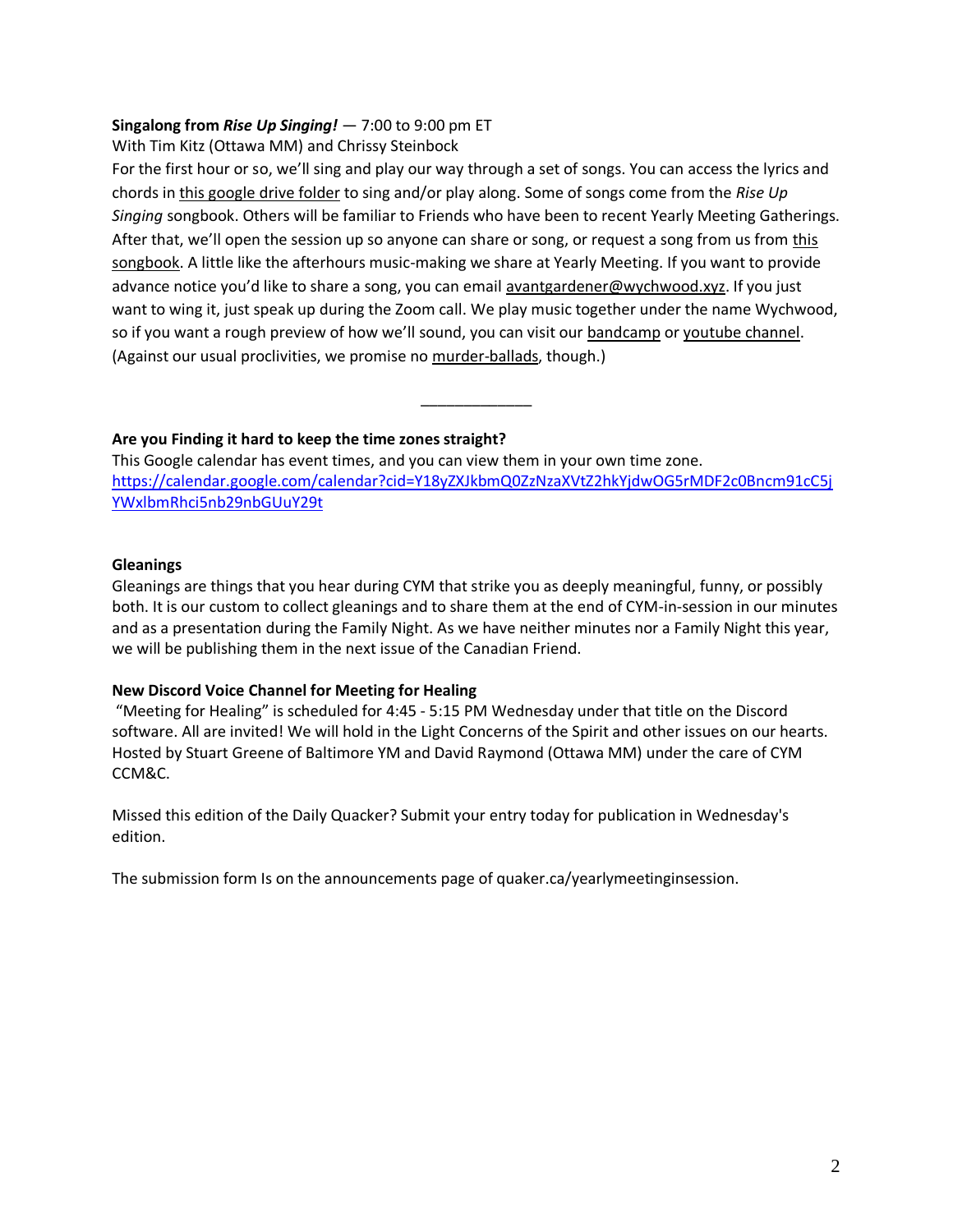**Singalong from *Rise Up Singing!*** — 7:00 to 9:00 pm ET

With Tim Kitz (Ottawa MM) and Chrissy Steinbock

For the first hour or so, we'll sing and play our way through a set of songs. You can access the lyrics and chords in this google drive folder to sing and/or play along. Some of songs come from the *Rise Up Singing* songbook. Others will be familiar to Friends who have been to recent Yearly Meeting Gatherings. After that, we'll open the session up so anyone can share or song, or request a song from us from this songbook. A little like the afterhours music-making we share at Yearly Meeting. If you want to provide advance notice you'd like to share a song, you can email avantgardener@wychwood.xyz. If you just want to wing it, just speak up during the Zoom call. We play music together under the name Wychwood, so if you want a rough preview of how we'll sound, you can visit our bandcamp or youtube channel. (Against our usual proclivities, we promise no murder-ballads, though.)

---

**Are you Finding it hard to keep the time zones straight?**

This Google calendar has event times, and you can view them in your own time zone.
https://calendar.google.com/calendar?cid=Y18yZXJkbmQ0ZzNzaXVtZ2hkYjdwOG5rMDF2c0Bncm91cC5jYWxlbmRhci5nb29nbGUuY29t

**Gleanings**

Gleanings are things that you hear during CYM that strike you as deeply meaningful, funny, or possibly both. It is our custom to collect gleanings and to share them at the end of CYM-in-session in our minutes and as a presentation during the Family Night. As we have neither minutes nor a Family Night this year, we will be publishing them in the next issue of the Canadian Friend.

**New Discord Voice Channel for Meeting for Healing**

"Meeting for Healing" is scheduled for 4:45 - 5:15 PM Wednesday under that title on the Discord software. All are invited! We will hold in the Light Concerns of the Spirit and other issues on our hearts. Hosted by Stuart Greene of Baltimore YM and David Raymond (Ottawa MM) under the care of CYM CCM&C.

Missed this edition of the Daily Quacker? Submit your entry today for publication in Wednesday's edition.

The submission form Is on the announcements page of quaker.ca/yearlymeetinginsession.